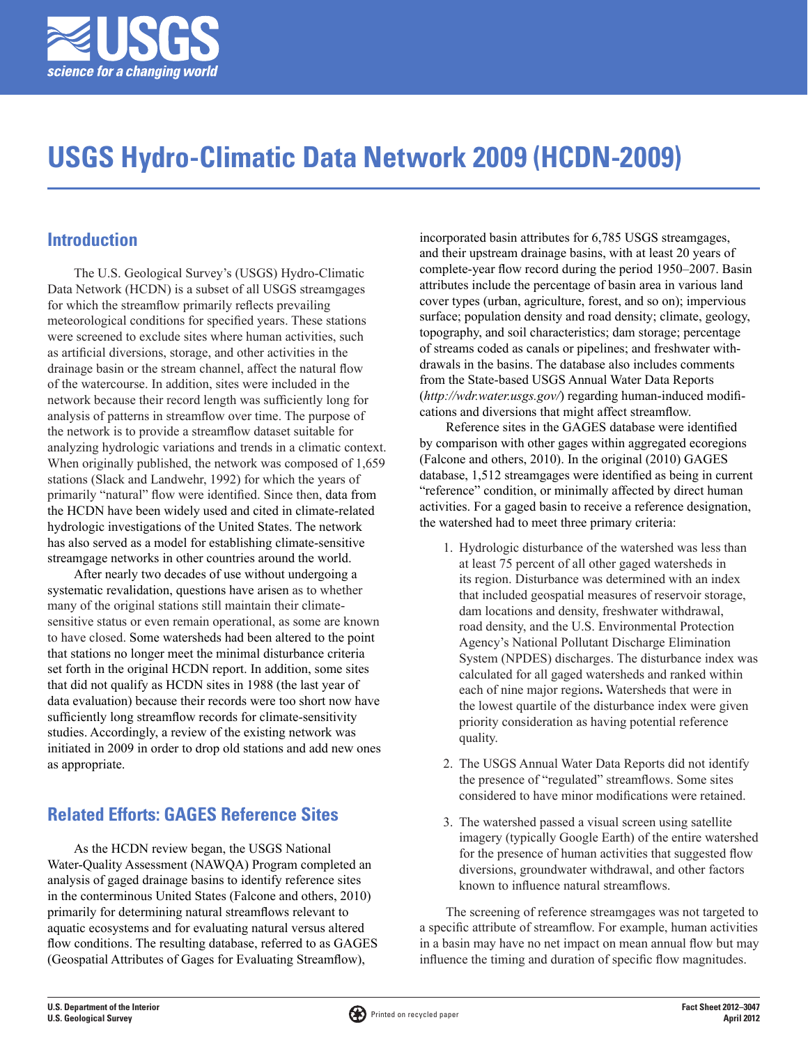# USGS Hydro-Climatic Data Network 2009 (HCDN-2009)

## Introduction

The U.S. Geological Survey's (USGS) Hydro-Climatic Data Network (HCDN) is a subset of all USGS streamgages for which the streamflow primarily reflects prevailing meteorological conditions for specified years. These stations were screened to exclude sites where human activities, such as artificial diversions, storage, and other activities in the drainage basin or the stream channel, affect the natural flow of the watercourse. In addition, sites were included in the network because their record length was sufficiently long for analysis of patterns in streamflow over time. The purpose of the network is to provide a streamflow dataset suitable for analyzing hydrologic variations and trends in a climatic context. When originally published, the network was composed of 1,659 stations (Slack and Landwehr, 1992) for which the years of primarily "natural" flow were identified. Since then, data from the HCDN have been widely used and cited in climate-related hydrologic investigations of the United States. The network has also served as a model for establishing climate-sensitive streamgage networks in other countries around the world.

After nearly two decades of use without undergoing a systematic revalidation, questions have arisen as to whether many of the original stations still maintain their climate-sensitive status or even remain operational, as some are known to have closed. Some watersheds had been altered to the point that stations no longer meet the minimal disturbance criteria set forth in the original HCDN report. In addition, some sites that did not qualify as HCDN sites in 1988 (the last year of data evaluation) because their records were too short now have sufficiently long streamflow records for climate-sensitivity studies. Accordingly, a review of the existing network was initiated in 2009 in order to drop old stations and add new ones as appropriate.

## Related Efforts: GAGES Reference Sites

As the HCDN review began, the USGS National Water-Quality Assessment (NAWQA) Program completed an analysis of gaged drainage basins to identify reference sites in the conterminous United States (Falcone and others, 2010) primarily for determining natural streamflows relevant to aquatic ecosystems and for evaluating natural versus altered flow conditions. The resulting database, referred to as GAGES (Geospatial Attributes of Gages for Evaluating Streamflow), incorporated basin attributes for 6,785 USGS streamgages, and their upstream drainage basins, with at least 20 years of complete-year flow record during the period 1950–2007. Basin attributes include the percentage of basin area in various land cover types (urban, agriculture, forest, and so on); impervious surface; population density and road density; climate, geology, topography, and soil characteristics; dam storage; percentage of streams coded as canals or pipelines; and freshwater withdrawals in the basins. The database also includes comments from the State-based USGS Annual Water Data Reports (*http://wdr.water.usgs.gov/*) regarding human-induced modifications and diversions that might affect streamflow.

Reference sites in the GAGES database were identified by comparison with other gages within aggregated ecoregions (Falcone and others, 2010). In the original (2010) GAGES database, 1,512 streamgages were identified as being in current "reference" condition, or minimally affected by direct human activities. For a gaged basin to receive a reference designation, the watershed had to meet three primary criteria:

1. Hydrologic disturbance of the watershed was less than at least 75 percent of all other gaged watersheds in its region. Disturbance was determined with an index that included geospatial measures of reservoir storage, dam locations and density, freshwater withdrawal, road density, and the U.S. Environmental Protection Agency's National Pollutant Discharge Elimination System (NPDES) discharges. The disturbance index was calculated for all gaged watersheds and ranked within each of nine major regions**.** Watersheds that were in the lowest quartile of the disturbance index were given priority consideration as having potential reference quality.
2. The USGS Annual Water Data Reports did not identify the presence of "regulated" streamflows. Some sites considered to have minor modifications were retained.
3. The watershed passed a visual screen using satellite imagery (typically Google Earth) of the entire watershed for the presence of human activities that suggested flow diversions, groundwater withdrawal, and other factors known to influence natural streamflows.

The screening of reference streamgages was not targeted to a specific attribute of streamflow. For example, human activities in a basin may have no net impact on mean annual flow but may influence the timing and duration of specific flow magnitudes.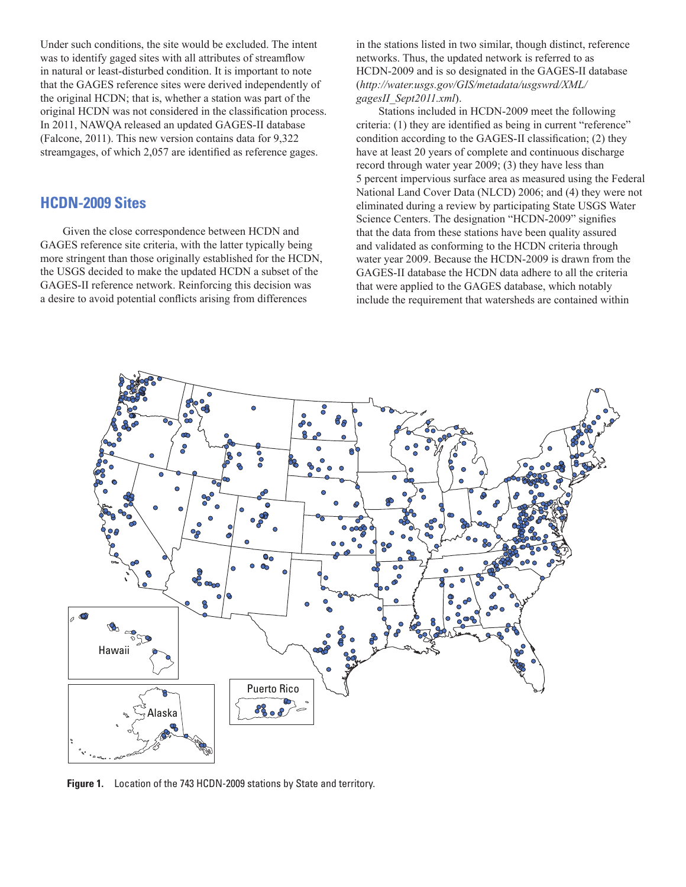Under such conditions, the site would be excluded. The intent was to identify gaged sites with all attributes of streamflow in natural or least-disturbed condition. It is important to note that the GAGES reference sites were derived independently of the original HCDN; that is, whether a station was part of the original HCDN was not considered in the classification process. In 2011, NAWQA released an updated GAGES-II database (Falcone, 2011). This new version contains data for 9,322 streamgages, of which 2,057 are identified as reference gages.

## HCDN-2009 Sites

Given the close correspondence between HCDN and GAGES reference site criteria, with the latter typically being more stringent than those originally established for the HCDN, the USGS decided to make the updated HCDN a subset of the GAGES-II reference network. Reinforcing this decision was a desire to avoid potential conflicts arising from differences in the stations listed in two similar, though distinct, reference networks. Thus, the updated network is referred to as HCDN-2009 and is so designated in the GAGES-II database (*http://water.usgs.gov/GIS/metadata/usgswrd/XML/gagesII_Sept2011.xml*).

Stations included in HCDN-2009 meet the following criteria: (1) they are identified as being in current "reference" condition according to the GAGES-II classification; (2) they have at least 20 years of complete and continuous discharge record through water year 2009; (3) they have less than 5 percent impervious surface area as measured using the Federal National Land Cover Data (NLCD) 2006; and (4) they were not eliminated during a review by participating State USGS Water Science Centers. The designation "HCDN-2009" signifies that the data from these stations have been quality assured and validated as conforming to the HCDN criteria through water year 2009. Because the HCDN-2009 is drawn from the GAGES-II database the HCDN data adhere to all the criteria that were applied to the GAGES database, which notably include the requirement that watersheds are contained within

**Figure 1.** Location of the 743 HCDN-2009 stations by State and territory.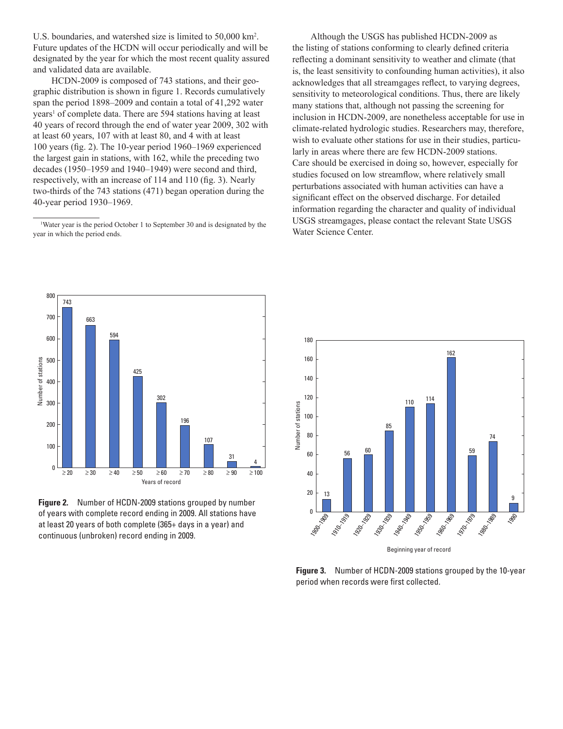U.S. boundaries, and watershed size is limited to 50,000 km[2]. Future updates of the HCDN will occur periodically and will be designated by the year for which the most recent quality assured and validated data are available.

HCDN-2009 is composed of 743 stations, and their geographic distribution is shown in figure 1. Records cumulatively span the period 1898–2009 and contain a total of 41,292 water years[1] of complete data. There are 594 stations having at least 40 years of record through the end of water year 2009, 302 with at least 60 years, 107 with at least 80, and 4 with at least 100 years (fig. 2). The 10-year period 1960–1969 experienced the largest gain in stations, with 162, while the preceding two decades (1950–1959 and 1940–1949) were second and third, respectively, with an increase of 114 and 110 (fig. 3). Nearly two-thirds of the 743 stations (471) began operation during the 40-year period 1930–1969.

[1]Water year is the period October 1 to September 30 and is designated by the year in which the period ends.

Although the USGS has published HCDN-2009 as the listing of stations conforming to clearly defined criteria reflecting a dominant sensitivity to weather and climate (that is, the least sensitivity to confounding human activities), it also acknowledges that all streamgages reflect, to varying degrees, sensitivity to meteorological conditions. Thus, there are likely many stations that, although not passing the screening for inclusion in HCDN-2009, are nonetheless acceptable for use in climate-related hydrologic studies. Researchers may, therefore, wish to evaluate other stations for use in their studies, particularly in areas where there are few HCDN-2009 stations. Care should be exercised in doing so, however, especially for studies focused on low streamflow, where relatively small perturbations associated with human activities can have a significant effect on the observed discharge. For detailed information regarding the character and quality of individual USGS streamgages, please contact the relevant State USGS Water Science Center.

| Years of record | ≥ 20 | ≥ 30 | ≥ 40 | ≥ 50 | ≥ 60 | ≥ 70 | ≥ 80 | ≥ 90 | ≥ 100 |
|---|---|---|---|---|---|---|---|---|---|
| Number of stations | 743 | 663 | 594 | 425 | 302 | 196 | 107 | 31 | 4 |

**Figure 2.** Number of HCDN-2009 stations grouped by number of years with complete record ending in 2009. All stations have at least 20 years of both complete (365+ days in a year) and continuous (unbroken) record ending in 2009.

| Beginning year of record | 1900–1909 | 1910–1919 | 1920–1929 | 1930–1939 | 1940–1949 | 1950–1959 | 1960–1969 | 1970–1979 | 1980–1989 | 1990 |
|---|---|---|---|---|---|---|---|---|---|---|
| Number of stations | 13 | 56 | 60 | 85 | 110 | 114 | 162 | 59 | 74 | 9 |

**Figure 3.** Number of HCDN-2009 stations grouped by the 10-year period when records were first collected.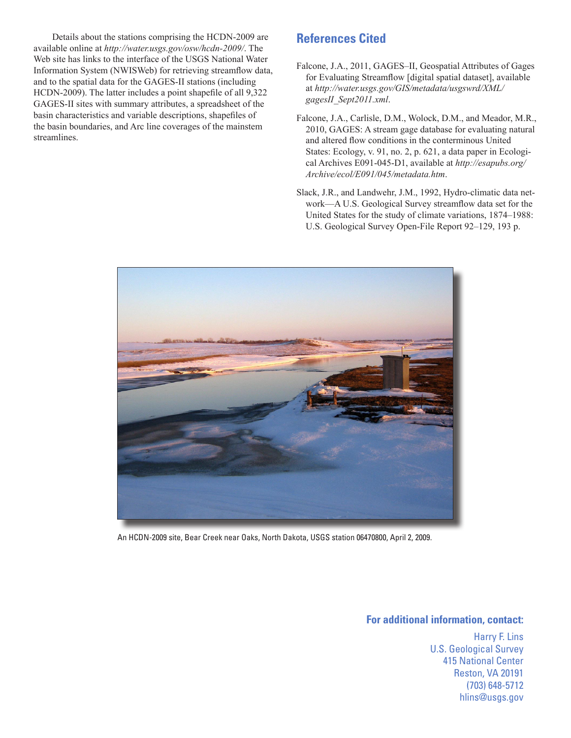Details about the stations comprising the HCDN-2009 are available online at *http://water.usgs.gov/osw/hcdn-2009/*. The Web site has links to the interface of the USGS National Water Information System (NWISWeb) for retrieving streamflow data, and to the spatial data for the GAGES-II stations (including HCDN-2009). The latter includes a point shapefile of all 9,322 GAGES-II sites with summary attributes, a spreadsheet of the basin characteristics and variable descriptions, shapefiles of the basin boundaries, and Arc line coverages of the mainstem streamlines.

## References Cited

Falcone, J.A., 2011, GAGES–II, Geospatial Attributes of Gages for Evaluating Streamflow [digital spatial dataset], available at *http://water.usgs.gov/GIS/metadata/usgswrd/XML/gagesII_Sept2011.xml*.

Falcone, J.A., Carlisle, D.M., Wolock, D.M., and Meador, M.R., 2010, GAGES: A stream gage database for evaluating natural and altered flow conditions in the conterminous United States: Ecology, v. 91, no. 2, p. 621, a data paper in Ecological Archives E091-045-D1, available at *http://esapubs.org/Archive/ecol/E091/045/metadata.htm*.

Slack, J.R., and Landwehr, J.M., 1992, Hydro-climatic data network—A U.S. Geological Survey streamflow data set for the United States for the study of climate variations, 1874–1988: U.S. Geological Survey Open-File Report 92–129, 193 p.

An HCDN-2009 site, Bear Creek near Oaks, North Dakota, USGS station 06470800, April 2, 2009.

**For additional information, contact:**

Harry F. Lins
U.S. Geological Survey
415 National Center
Reston, VA 20191
(703) 648-5712
hlins@usgs.gov